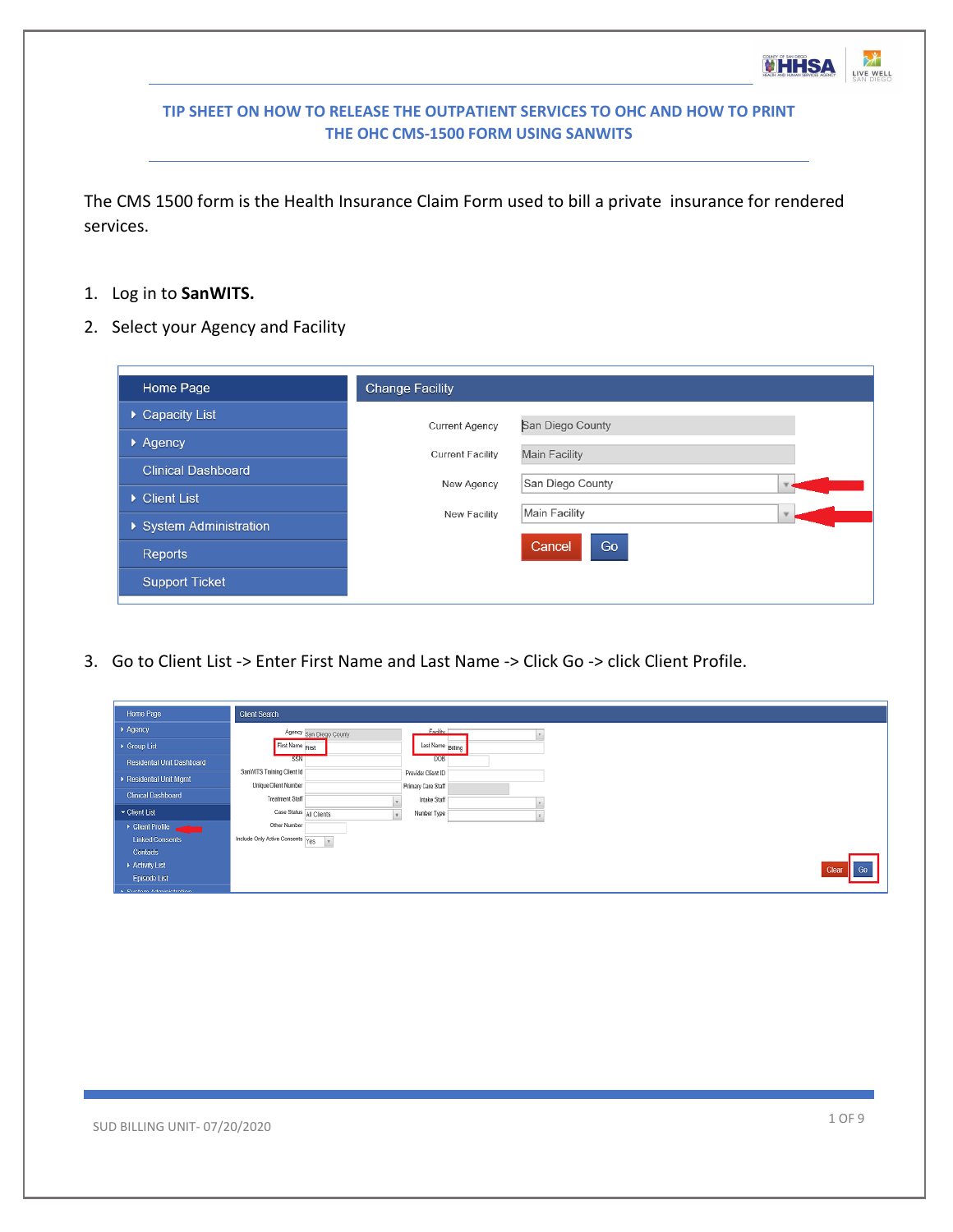# TIP SHEET ON HOW TO RELEASE THE OUTPATIENT SERVICES TO OHC AND HOW TO PRINT THE OHC CMS-1500 FORM USING SANWITS

The CMS 1500 form is the Health Insurance Claim Form used to bill a private insurance for rendered services.

1. Log in to **SanWITS.**
2. Select your Agency and Facility
3. Go to Client List -> Enter First Name and Last Name -> Click Go -> click Client Profile.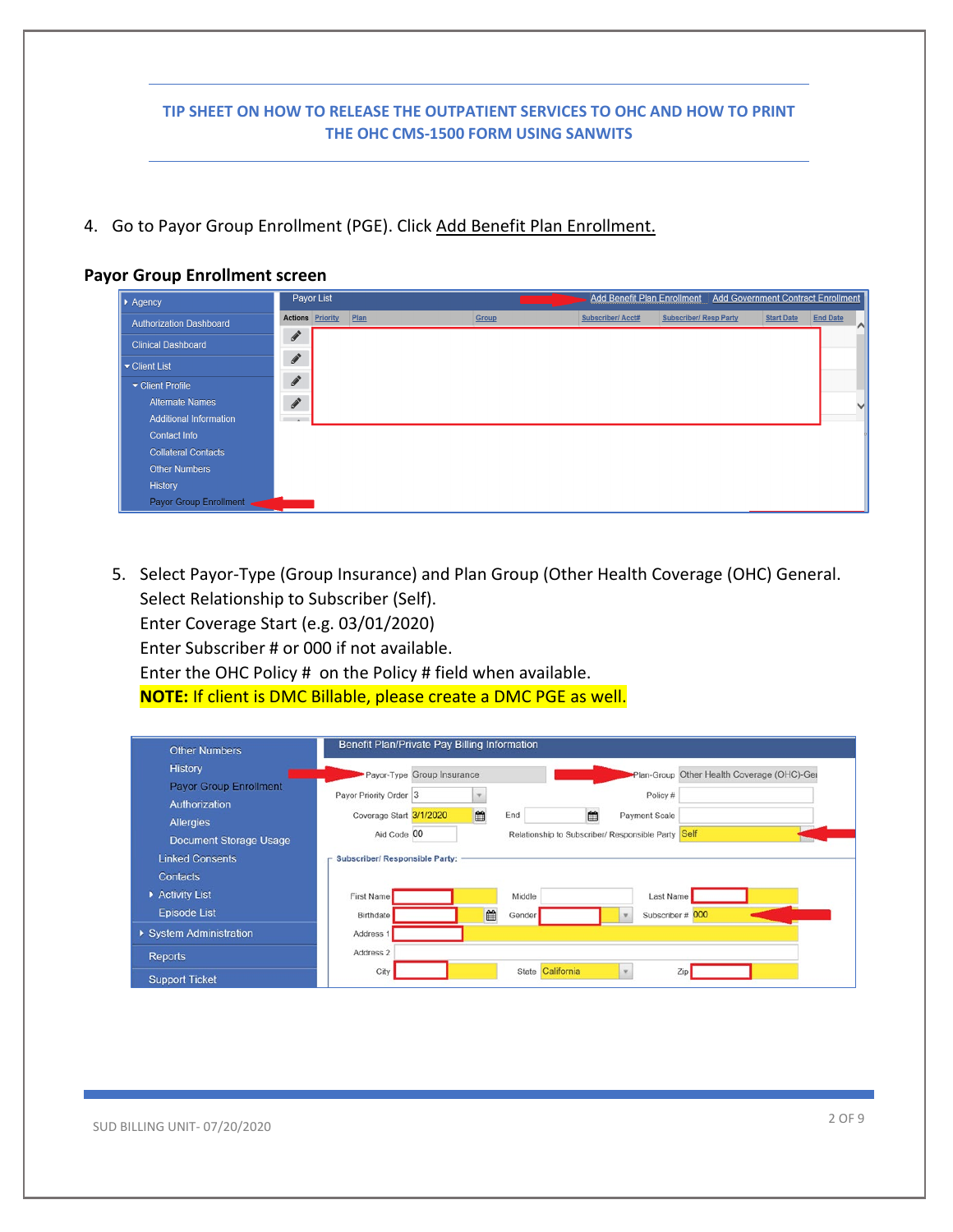## TIP SHEET ON HOW TO RELEASE THE OUTPATIENT SERVICES TO OHC AND HOW TO PRINT THE OHC CMS-1500 FORM USING SANWITS

4. Go to Payor Group Enrollment (PGE). Click Add Benefit Plan Enrollment.

**Payor Group Enrollment screen**

5. Select Payor-Type (Group Insurance) and Plan Group (Other Health Coverage (OHC) General.
   Select Relationship to Subscriber (Self).
   Enter Coverage Start (e.g. 03/01/2020)
   Enter Subscriber # or 000 if not available.
   Enter the OHC Policy # on the Policy # field when available.
   **NOTE:** If client is DMC Billable, please create a DMC PGE as well.

SUD BILLING UNIT- 07/20/2020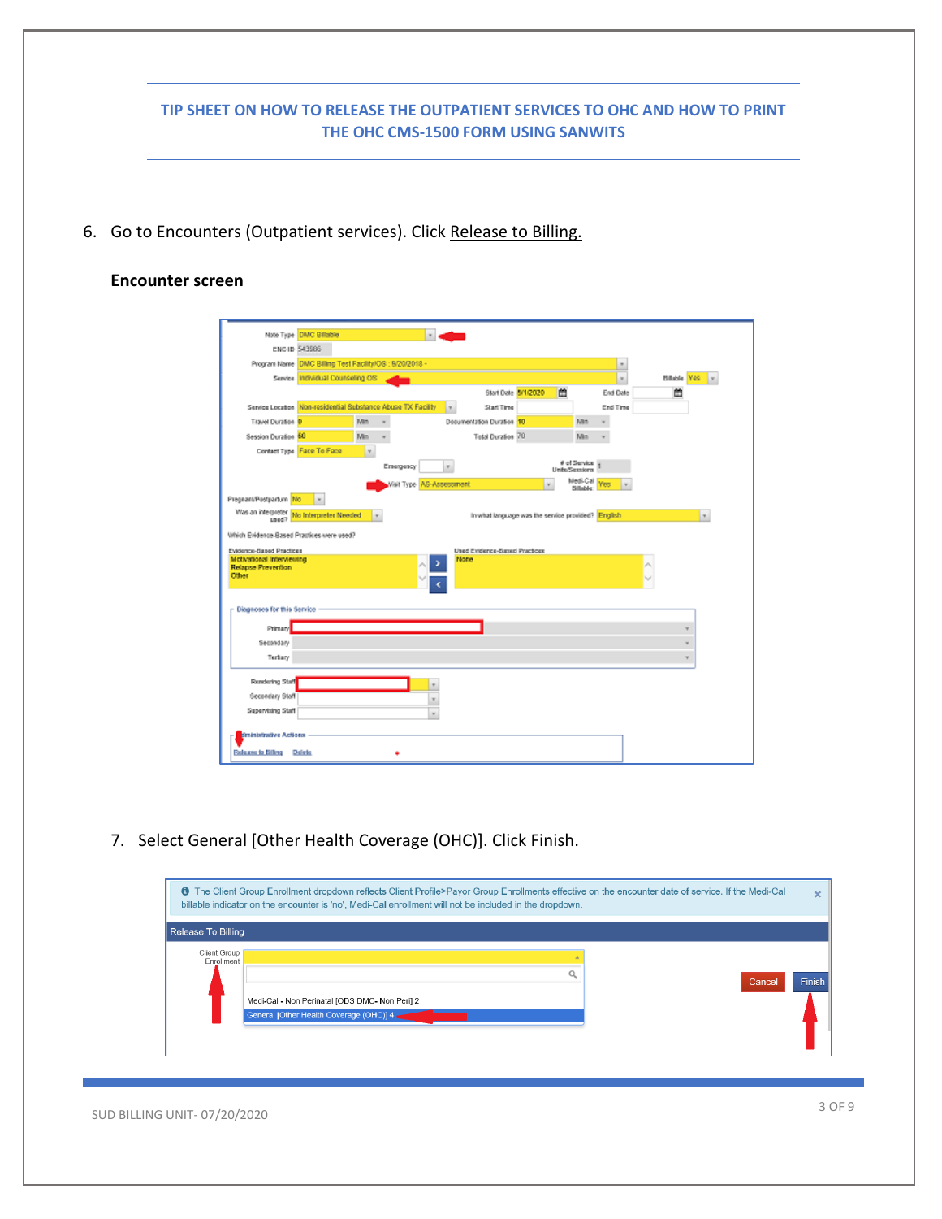6. Go to Encounters (Outpatient services). Click Release to Billing.

**Encounter screen**

7. Select General [Other Health Coverage (OHC)]. Click Finish.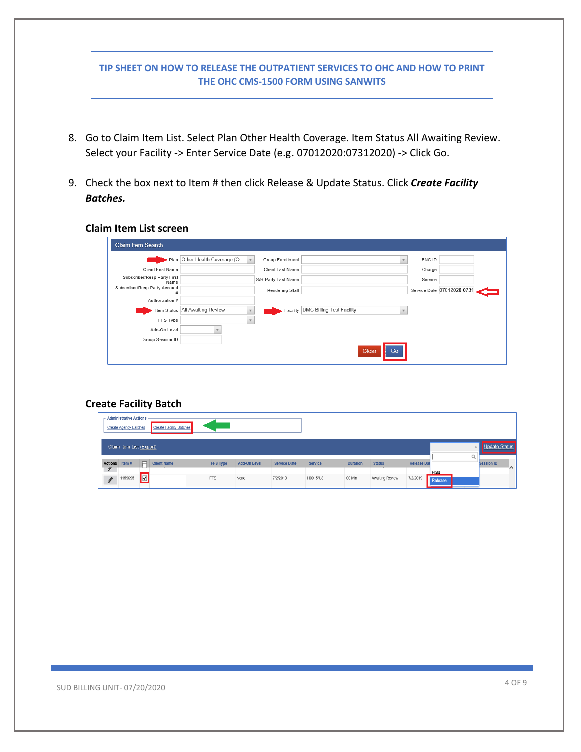TIP SHEET ON HOW TO RELEASE THE OUTPATIENT SERVICES TO OHC AND HOW TO PRINT THE OHC CMS-1500 FORM USING SANWITS

8. Go to Claim Item List. Select Plan Other Health Coverage. Item Status All Awaiting Review. Select your Facility -> Enter Service Date (e.g. 07012020:07312020) -> Click Go.

9. Check the box next to Item # then click Release & Update Status. Click ***Create Facility Batches.***

**Claim Item List screen**

**Create Facility Batch**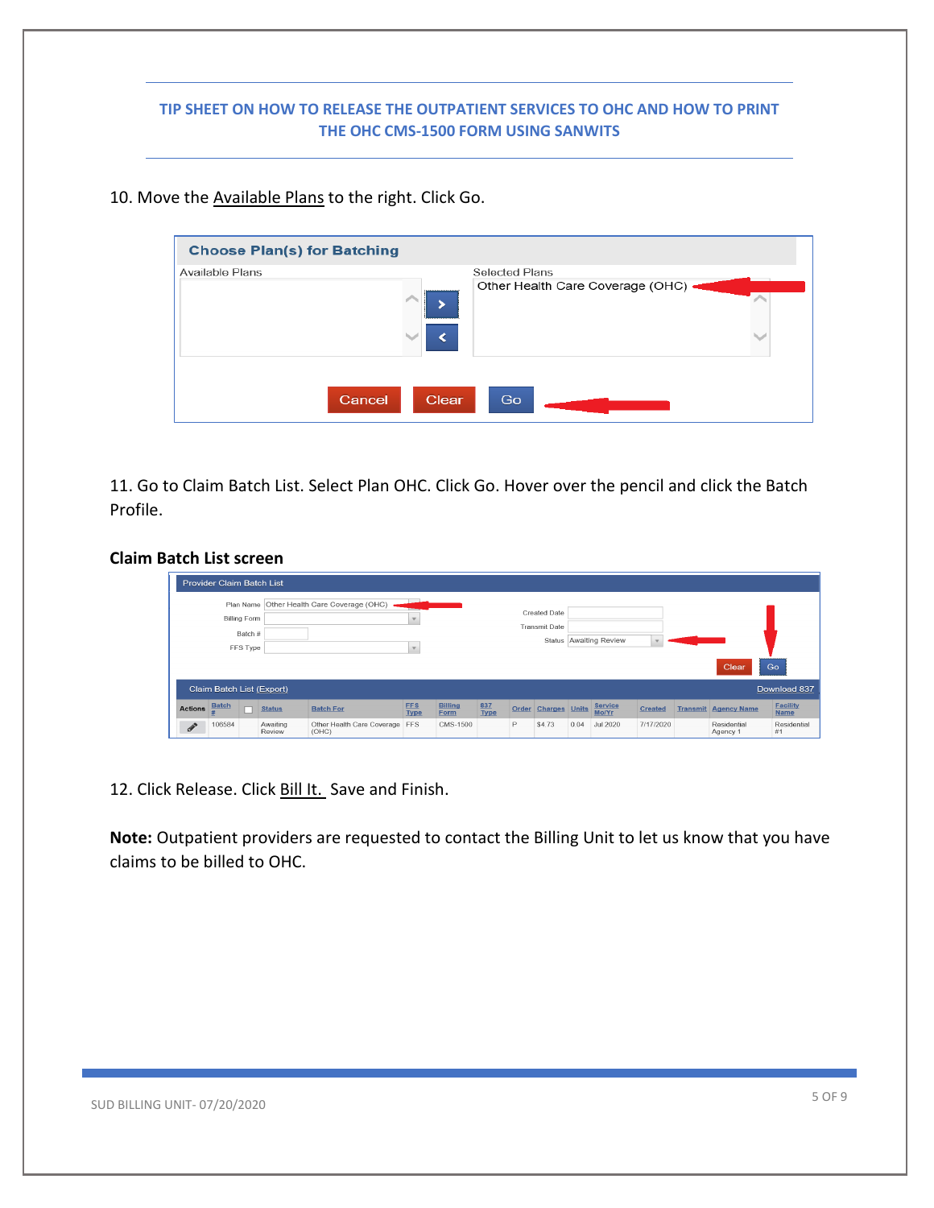# TIP SHEET ON HOW TO RELEASE THE OUTPATIENT SERVICES TO OHC AND HOW TO PRINT THE OHC CMS-1500 FORM USING SANWITS

10. Move the Available Plans to the right. Click Go.

**Choose Plan(s) for Batching**

Available Plans | Selected Plans: Other Health Care Coverage (OHC)

Cancel | Clear | Go

11. Go to Claim Batch List. Select Plan OHC. Click Go. Hover over the pencil and click the Batch Profile.

**Claim Batch List screen**

Provider Claim Batch List

Plan Name: Other Health Care Coverage (OHC)
Billing Form:
Batch #:
FFS Type:
Created Date:
Transmit Date:
Status: Awaiting Review

Clear | Go

Claim Batch List (Export) | Download 837

| Actions | Batch # | | Status | Batch For | FFS Type | Billing Form | 837 Type | Order | Charges | Units | Service Mo/Yr | Created | Transmit | Agency Name | Facility Name |
|---|---|---|---|---|---|---|---|---|---|---|---|---|---|---|---|
| | 106584 | | Awaiting Review | Other Health Care Coverage (OHC) | FFS | CMS-1500 | | P | $4.73 | 0.04 | Jul 2020 | 7/17/2020 | | Residential Agency 1 | Residential #1 |

12. Click Release. Click Bill It. Save and Finish.

**Note:** Outpatient providers are requested to contact the Billing Unit to let us know that you have claims to be billed to OHC.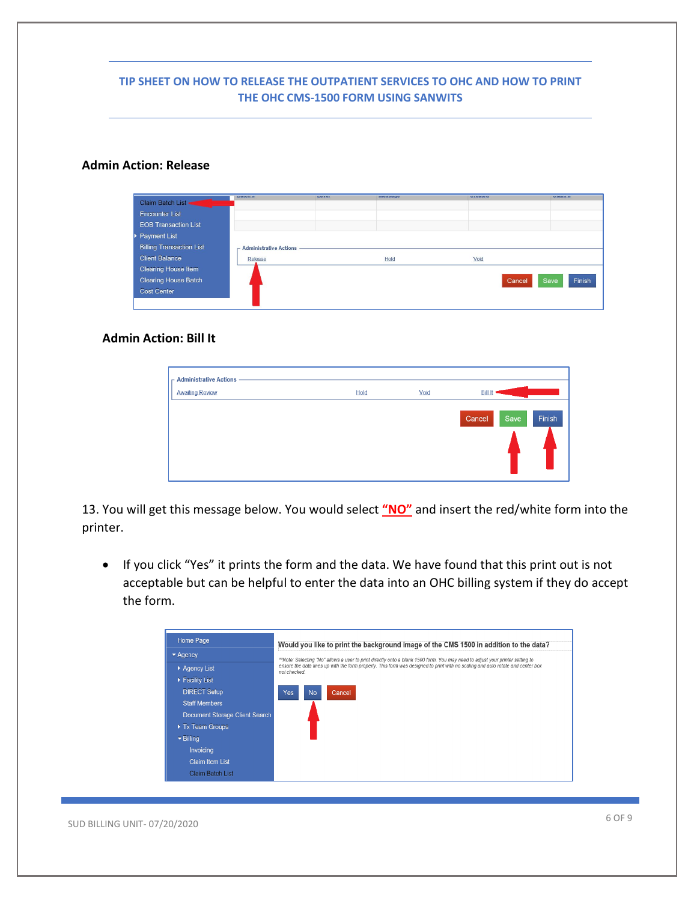## TIP SHEET ON HOW TO RELEASE THE OUTPATIENT SERVICES TO OHC AND HOW TO PRINT THE OHC CMS-1500 FORM USING SANWITS

**Admin Action: Release**

**Admin Action: Bill It**

13. You will get this message below. You would select **"NO"** and insert the red/white form into the printer.

- If you click "Yes" it prints the form and the data. We have found that this print out is not acceptable but can be helpful to enter the data into an OHC billing system if they do accept the form.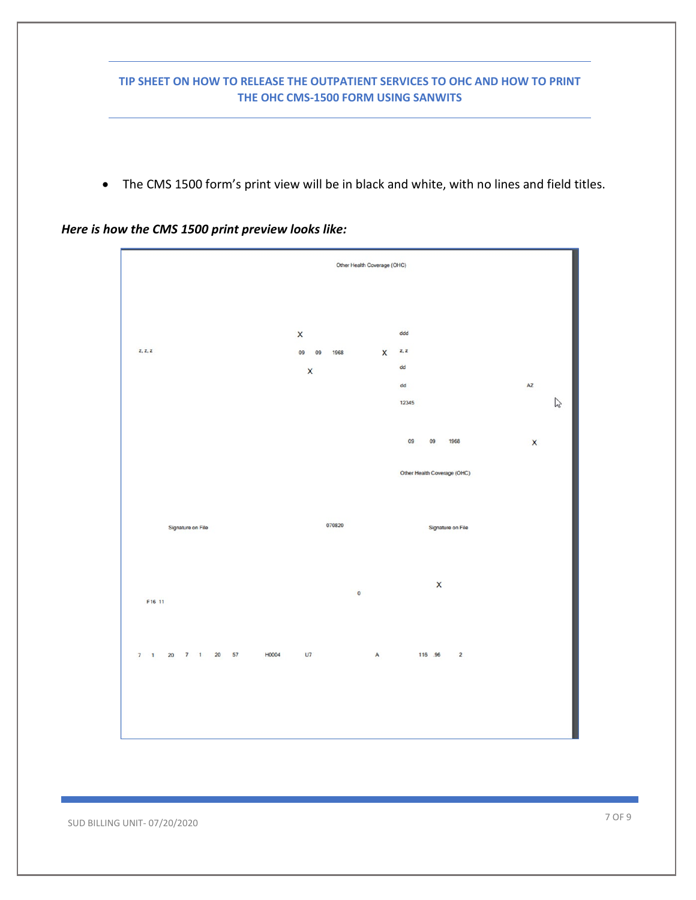# TIP SHEET ON HOW TO RELEASE THE OUTPATIENT SERVICES TO OHC AND HOW TO PRINT THE OHC CMS-1500 FORM USING SANWITS

- The CMS 1500 form's print view will be in black and white, with no lines and field titles.

***Here is how the CMS 1500 print preview looks like:***

Other Health Coverage (OHC)

X ddd

z, z, z 09 09 1968 X z, z

X dd

dd AZ

12345

09 09 1968 X

Other Health Coverage (OHC)

Signature on File 070820 Signature on File

X

0

F16 11

7 1 20 7 1 20 57 H0004 U7 A 116 96 2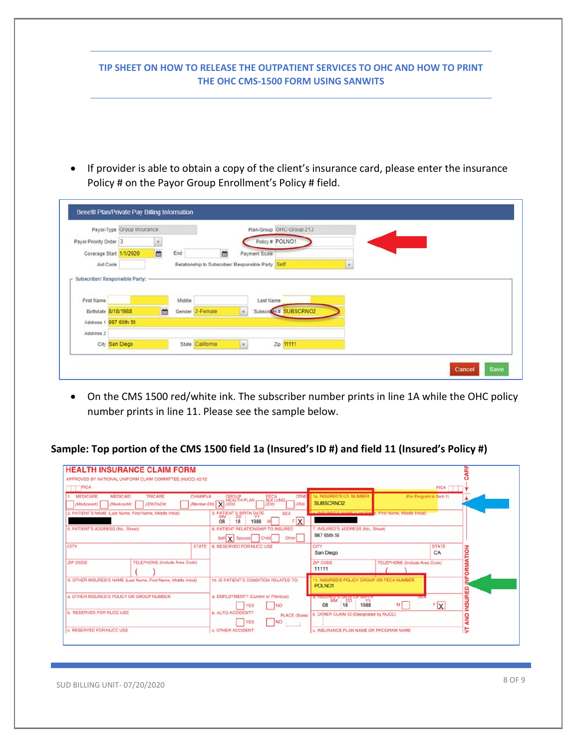# TIP SHEET ON HOW TO RELEASE THE OUTPATIENT SERVICES TO OHC AND HOW TO PRINT THE OHC CMS-1500 FORM USING SANWITS

- If provider is able to obtain a copy of the client's insurance card, please enter the insurance Policy # on the Payor Group Enrollment's Policy # field.

- On the CMS 1500 red/white ink. The subscriber number prints in line 1A while the OHC policy number prints in line 11. Please see the sample below.

**Sample: Top portion of the CMS 1500 field 1a (Insured's ID #) and field 11 (Insured's Policy #)**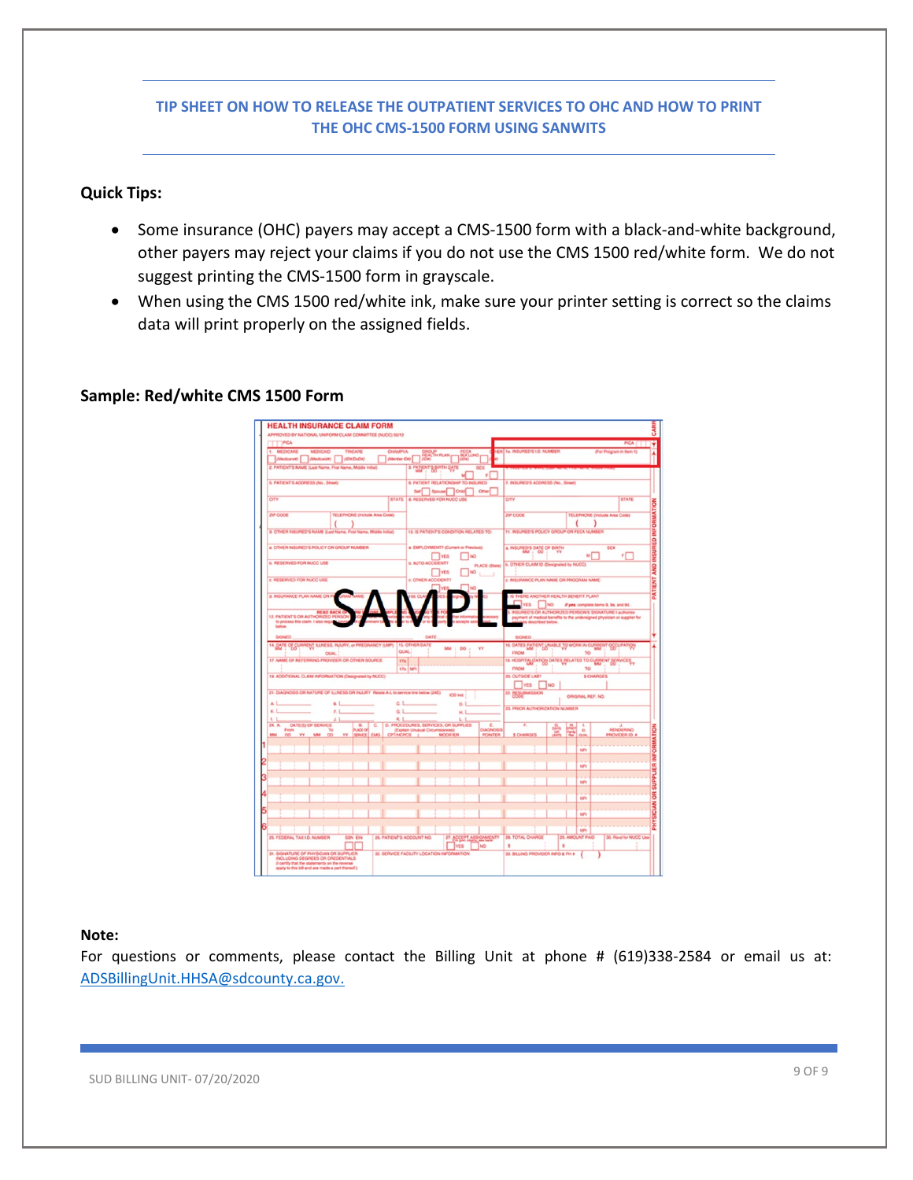## TIP SHEET ON HOW TO RELEASE THE OUTPATIENT SERVICES TO OHC AND HOW TO PRINT THE OHC CMS-1500 FORM USING SANWITS

**Quick Tips:**

- Some insurance (OHC) payers may accept a CMS-1500 form with a black-and-white background, other payers may reject your claims if you do not use the CMS 1500 red/white form. We do not suggest printing the CMS-1500 form in grayscale.
- When using the CMS 1500 red/white ink, make sure your printer setting is correct so the claims data will print properly on the assigned fields.

**Sample: Red/white CMS 1500 Form**

**Note:**

For questions or comments, please contact the Billing Unit at phone # (619)338-2584 or email us at: ADSBillingUnit.HHSA@sdcounty.ca.gov.

SUD BILLING UNIT- 07/20/2020